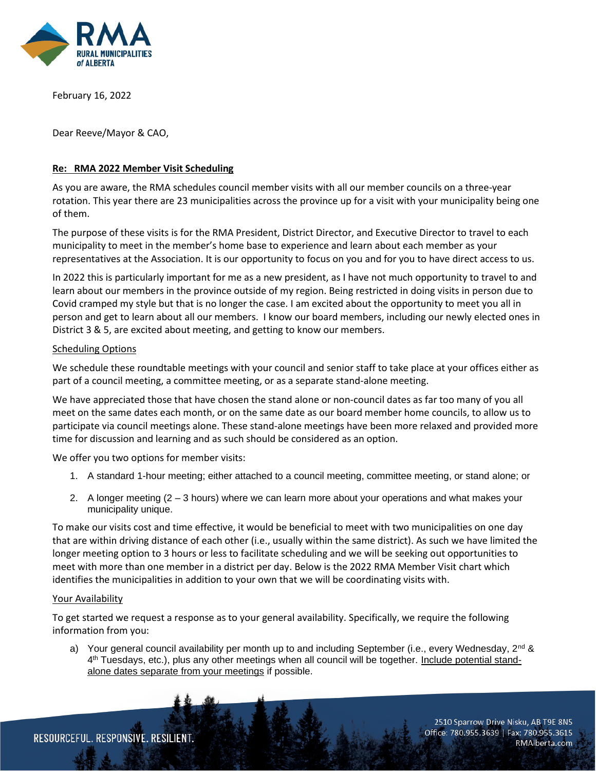February 16, 2022

Dear Reeve/Mayor & CAO,

**Re: RMA 2022 Member Visit Scheduling**

As you are aware, the RMA schedules council member visits with all our member councils on a three-year rotation. This year there are 23 municipalities across the province up for a visit with your municipality being one of them.

The purpose of these visits is for the RMA President, District Director, and Executive Director to travel to each municipality to meet in the member's home base to experience and learn about each member as your representatives at the Association. It is our opportunity to focus on you and for you to have direct access to us.

In 2022 this is particularly important for me as a new president, as I have not much opportunity to travel to and learn about our members in the province outside of my region. Being restricted in doing visits in person due to Covid cramped my style but that is no longer the case. I am excited about the opportunity to meet you all in person and get to learn about all our members. I know our board members, including our newly elected ones in District 3 & 5, are excited about meeting, and getting to know our members.

Scheduling Options

We schedule these roundtable meetings with your council and senior staff to take place at your offices either as part of a council meeting, a committee meeting, or as a separate stand-alone meeting.

We have appreciated those that have chosen the stand alone or non-council dates as far too many of you all meet on the same dates each month, or on the same date as our board member home councils, to allow us to participate via council meetings alone. These stand-alone meetings have been more relaxed and provided more time for discussion and learning and as such should be considered as an option.

We offer you two options for member visits:

1. A standard 1-hour meeting; either attached to a council meeting, committee meeting, or stand alone; or
2. A longer meeting (2 – 3 hours) where we can learn more about your operations and what makes your municipality unique.

To make our visits cost and time effective, it would be beneficial to meet with two municipalities on one day that are within driving distance of each other (i.e., usually within the same district). As such we have limited the longer meeting option to 3 hours or less to facilitate scheduling and we will be seeking out opportunities to meet with more than one member in a district per day. Below is the 2022 RMA Member Visit chart which identifies the municipalities in addition to your own that we will be coordinating visits with.

Your Availability

To get started we request a response as to your general availability. Specifically, we require the following information from you:

a) Your general council availability per month up to and including September (i.e., every Wednesday, 2nd & 4th Tuesdays, etc.), plus any other meetings when all council will be together. Include potential stand-alone dates separate from your meetings if possible.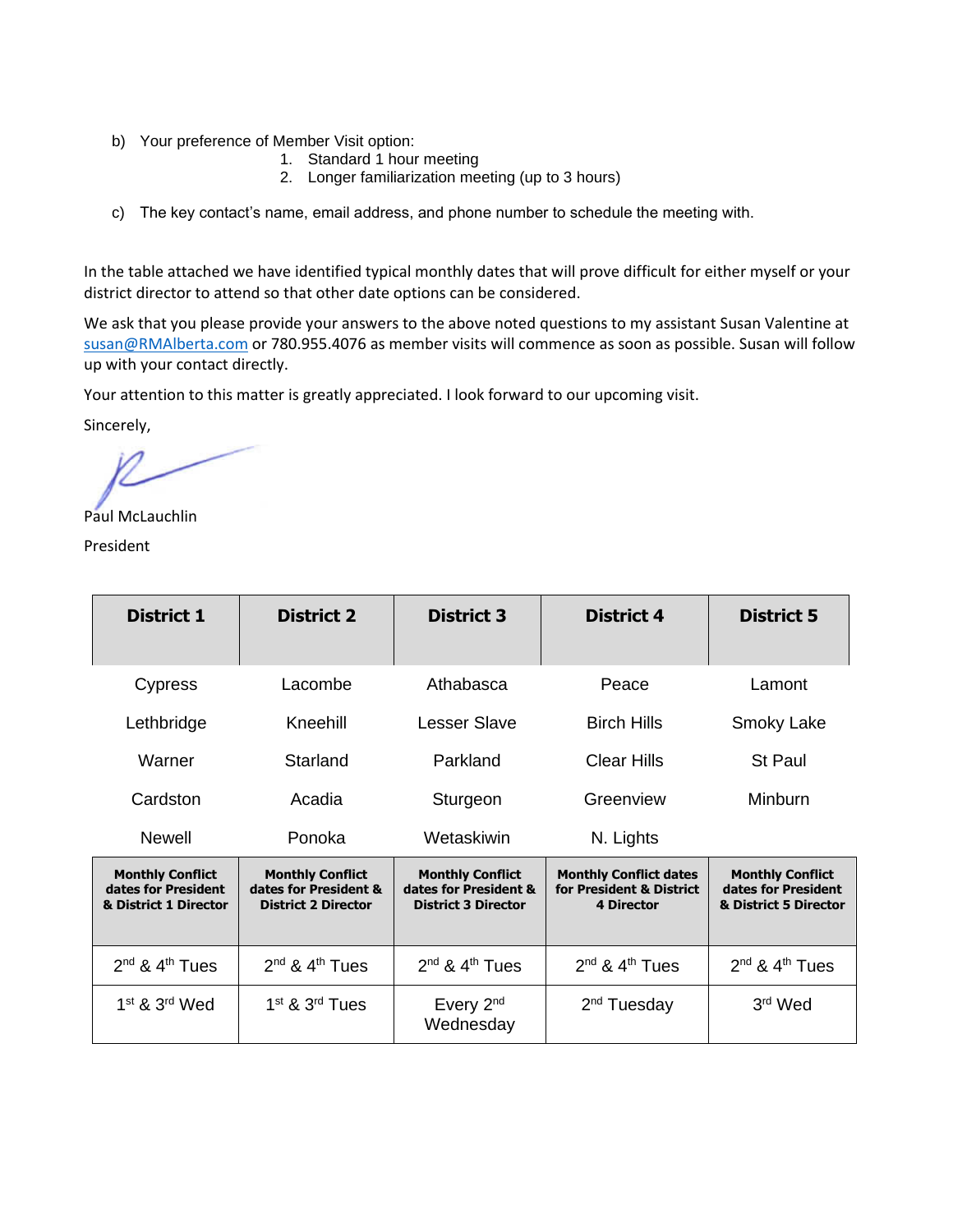b) Your preference of Member Visit option:
   1. Standard 1 hour meeting
   2. Longer familiarization meeting (up to 3 hours)

c) The key contact's name, email address, and phone number to schedule the meeting with.

In the table attached we have identified typical monthly dates that will prove difficult for either myself or your district director to attend so that other date options can be considered.

We ask that you please provide your answers to the above noted questions to my assistant Susan Valentine at susan@RMAlberta.com or 780.955.4076 as member visits will commence as soon as possible. Susan will follow up with your contact directly.

Your attention to this matter is greatly appreciated. I look forward to our upcoming visit.

Sincerely,

Paul McLauchlin

President

| District 1 | District 2 | District 3 | District 4 | District 5 |
|---|---|---|---|---|
| Cypress | Lacombe | Athabasca | Peace | Lamont |
| Lethbridge | Kneehill | Lesser Slave | Birch Hills | Smoky Lake |
| Warner | Starland | Parkland | Clear Hills | St Paul |
| Cardston | Acadia | Sturgeon | Greenview | Minburn |
| Newell | Ponoka | Wetaskiwin | N. Lights | |
| **Monthly Conflict dates for President & District 1 Director** | **Monthly Conflict dates for President & District 2 Director** | **Monthly Conflict dates for President & District 3 Director** | **Monthly Conflict dates for President & District 4 Director** | **Monthly Conflict dates for President & District 5 Director** |
| 2nd & 4th Tues | 2nd & 4th Tues | 2nd & 4th Tues | 2nd & 4th Tues | 2nd & 4th Tues |
| 1st & 3rd Wed | 1st & 3rd Tues | Every 2nd Wednesday | 2nd Tuesday | 3rd Wed |